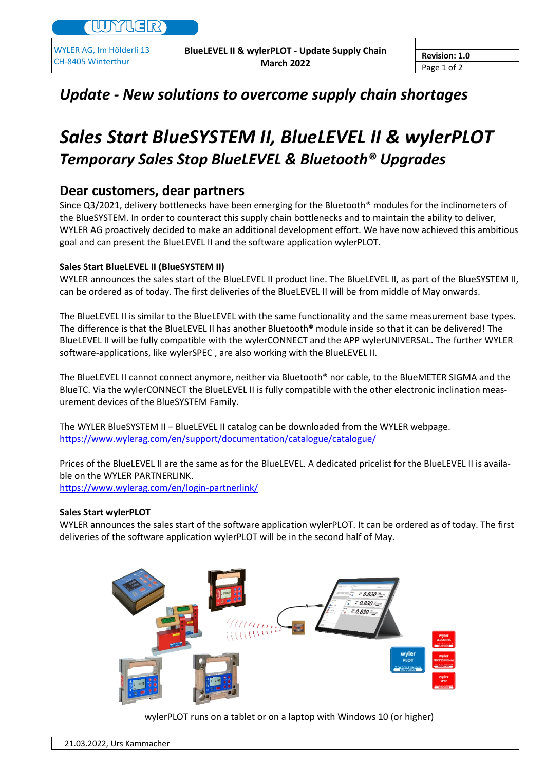# Update - New solutions to overcome supply chain shortages

# Sales Start BlueSYSTEM II, BlueLEVEL II & wylerPLOT

## Temporary Sales Stop BlueLEVEL & Bluetooth® Upgrades

## Dear customers, dear partners

Since Q3/2021, delivery bottlenecks have been emerging for the Bluetooth® modules for the inclinometers of the BlueSYSTEM. In order to counteract this supply chain bottlenecks and to maintain the ability to deliver, WYLER AG proactively decided to make an additional development effort. We have now achieved this ambitious goal and can present the BlueLEVEL II and the software application wylerPLOT.

**Sales Start BlueLEVEL II (BlueSYSTEM II)**

WYLER announces the sales start of the BlueLEVEL II product line. The BlueLEVEL II, as part of the BlueSYSTEM II, can be ordered as of today. The first deliveries of the BlueLEVEL II will be from middle of May onwards.

The BlueLEVEL II is similar to the BlueLEVEL with the same functionality and the same measurement base types. The difference is that the BlueLEVEL II has another Bluetooth® module inside so that it can be delivered! The BlueLEVEL II will be fully compatible with the wylerCONNECT and the APP wylerUNIVERSAL. The further WYLER software-applications, like wylerSPEC , are also working with the BlueLEVEL II.

The BlueLEVEL II cannot connect anymore, neither via Bluetooth® nor cable, to the BlueMETER SIGMA and the BlueTC. Via the wylerCONNECT the BlueLEVEL II is fully compatible with the other electronic inclination measurement devices of the BlueSYSTEM Family.

The WYLER BlueSYSTEM II – BlueLEVEL II catalog can be downloaded from the WYLER webpage.
https://www.wylerag.com/en/support/documentation/catalogue/catalogue/

Prices of the BlueLEVEL II are the same as for the BlueLEVEL. A dedicated pricelist for the BlueLEVEL II is available on the WYLER PARTNERLINK.
https://www.wylerag.com/en/login-partnerlink/

**Sales Start wylerPLOT**

WYLER announces the sales start of the software application wylerPLOT. It can be ordered as of today. The first deliveries of the software application wylerPLOT will be in the second half of May.

wylerPLOT runs on a tablet or on a laptop with Windows 10 (or higher)

21.03.2022, Urs Kammacher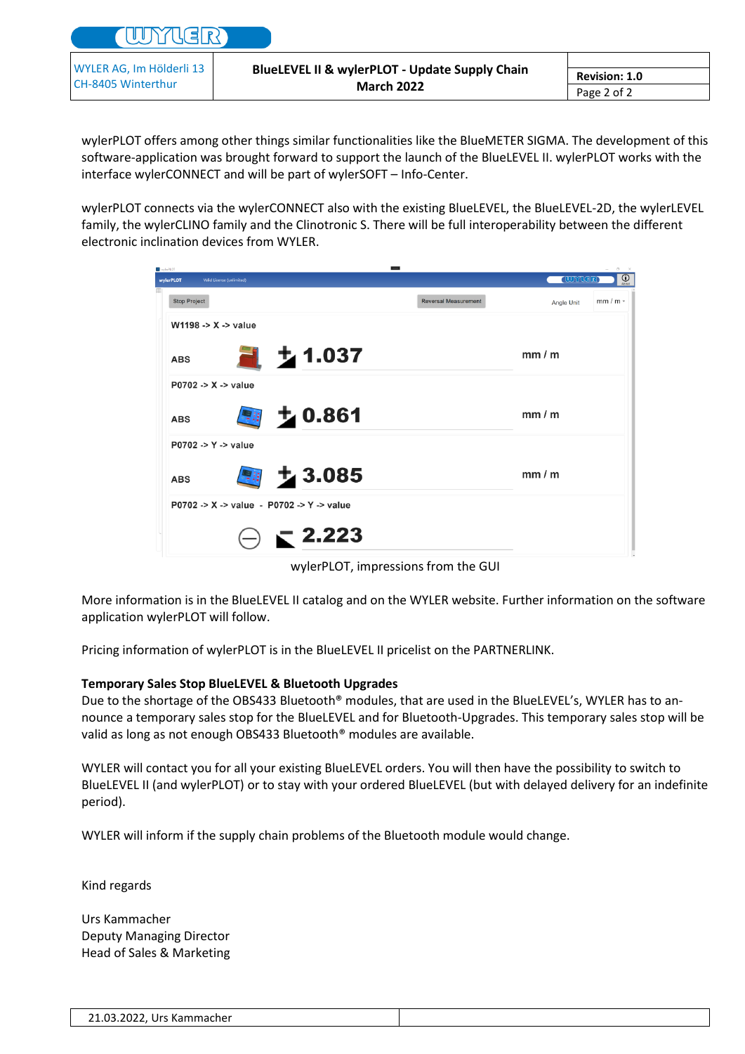wylerPLOT offers among other things similar functionalities like the BlueMETER SIGMA. The development of this software-application was brought forward to support the launch of the BlueLEVEL II. wylerPLOT works with the interface wylerCONNECT and will be part of wylerSOFT – Info-Center.

wylerPLOT connects via the wylerCONNECT also with the existing BlueLEVEL, the BlueLEVEL-2D, the wylerLEVEL family, the wylerCLINO family and the Clinotronic S. There will be full interoperability between the different electronic inclination devices from WYLER.

wylerPLOT, impressions from the GUI

More information is in the BlueLEVEL II catalog and on the WYLER website. Further information on the software application wylerPLOT will follow.

Pricing information of wylerPLOT is in the BlueLEVEL II pricelist on the PARTNERLINK.

**Temporary Sales Stop BlueLEVEL & Bluetooth Upgrades**

Due to the shortage of the OBS433 Bluetooth® modules, that are used in the BlueLEVEL's, WYLER has to announce a temporary sales stop for the BlueLEVEL and for Bluetooth-Upgrades. This temporary sales stop will be valid as long as not enough OBS433 Bluetooth® modules are available.

WYLER will contact you for all your existing BlueLEVEL orders. You will then have the possibility to switch to BlueLEVEL II (and wylerPLOT) or to stay with your ordered BlueLEVEL (but with delayed delivery for an indefinite period).

WYLER will inform if the supply chain problems of the Bluetooth module would change.

Kind regards

Urs Kammacher
Deputy Managing Director
Head of Sales & Marketing

21.03.2022, Urs Kammacher